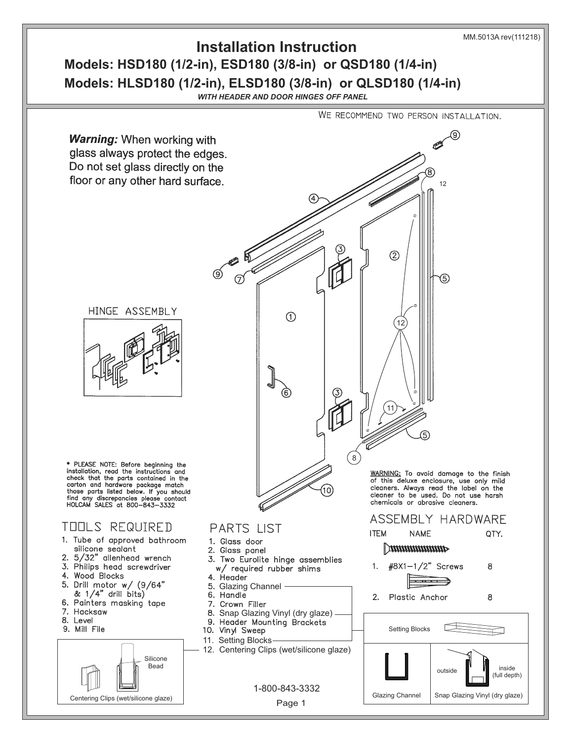MM.5013A rev(111218)

# Installation Instruction

## Models: HSD180 (1/2-in), ESD180 (3/8-in) or QSD180 (1/4-in)

## Models: HLSD180 (1/2-in), ELSD180 (3/8-in) or QLSD180 (1/4-in)

***WITH HEADER AND DOOR HINGES OFF PANEL***

WE RECOMMEND TWO PERSON INSTALLATION.

***Warning:*** When working with glass always protect the edges. Do not set glass directly on the floor or any other hard surface.

HINGE ASSEMBLY

* PLEASE NOTE: Before beginning the installation, read the instructions and check that the parts contained in the carton and hardware package match those parts listed below. If you should find any discrepancies please contact HOLCAM SALES at 800-843-3332

WARNING: To avoid damage to the finish of this deluxe enclosure, use only mild cleaners. Always read the label on the cleaner to be used. Do not use harsh chemicals or abrasive cleaners.

## TOOLS REQUIRED

1. Tube of approved bathroom silicone sealant
2. 5/32" allenhead wrench
3. Philips head screwdriver
4. Wood Blocks
5. Drill motor w/ (9/64" & 1/4" drill bits)
6. Painters masking tape
7. Hacksaw
8. Level
9. Mill File

## PARTS LIST

1. Glass door
2. Glass panel
3. Two Eurolite hinge assemblies w/ required rubber shims
4. Header
5. Glazing Channel
6. Handle
7. Crown Filler
8. Snap Glazing Vinyl (dry glaze)
9. Header Mounting Brackets
10. Vinyl Sweep
11. Setting Blocks
12. Centering Clips (wet/silicone glaze)

## ASSEMBLY HARDWARE

| ITEM | NAME | QTY. |
|---|---|---|
| 1. | #8X1-1/2" Screws | 8 |
| 2. | Plastic Anchor | 8 |

Setting Blocks

Glazing Channel

Snap Glazing Vinyl (dry glaze) — outside / inside (full depth)

Centering Clips (wet/silicone glaze) — Silicone Bead

1-800-843-3332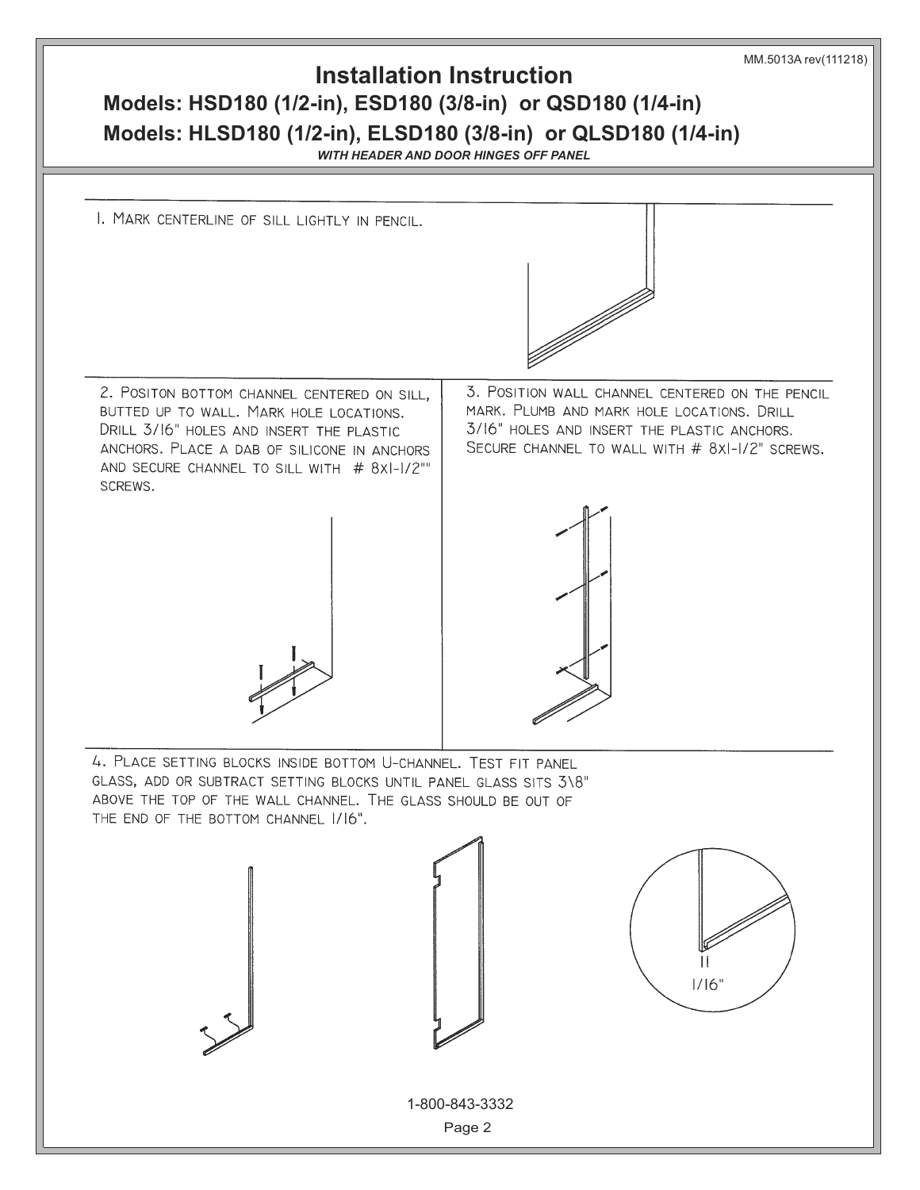MM.5013A rev(111218)

# Installation Instruction

## Models: HSD180 (1/2-in), ESD180 (3/8-in) or QSD180 (1/4-in)

## Models: HLSD180 (1/2-in), ELSD180 (3/8-in) or QLSD180 (1/4-in)

***WITH HEADER AND DOOR HINGES OFF PANEL***

1. Mark centerline of sill lightly in pencil.

2. Positon bottom channel centered on sill, butted up to wall. Mark hole locations. Drill 3/16" holes and insert the plastic anchors. Place a dab of silicone in anchors and secure channel to sill with # 8x1-1/2"" screws.

3. Position wall channel centered on the pencil mark. Plumb and mark hole locations. Drill 3/16" holes and insert the plastic anchors. Secure channel to wall with # 8x1-1/2" screws.

4. Place setting blocks inside bottom U-channel. Test fit panel glass, add or subtract setting blocks until panel glass sits 3\8" above the top of the wall channel. The glass should be out of the end of the bottom channel 1/16".

1/16"

1-800-843-3332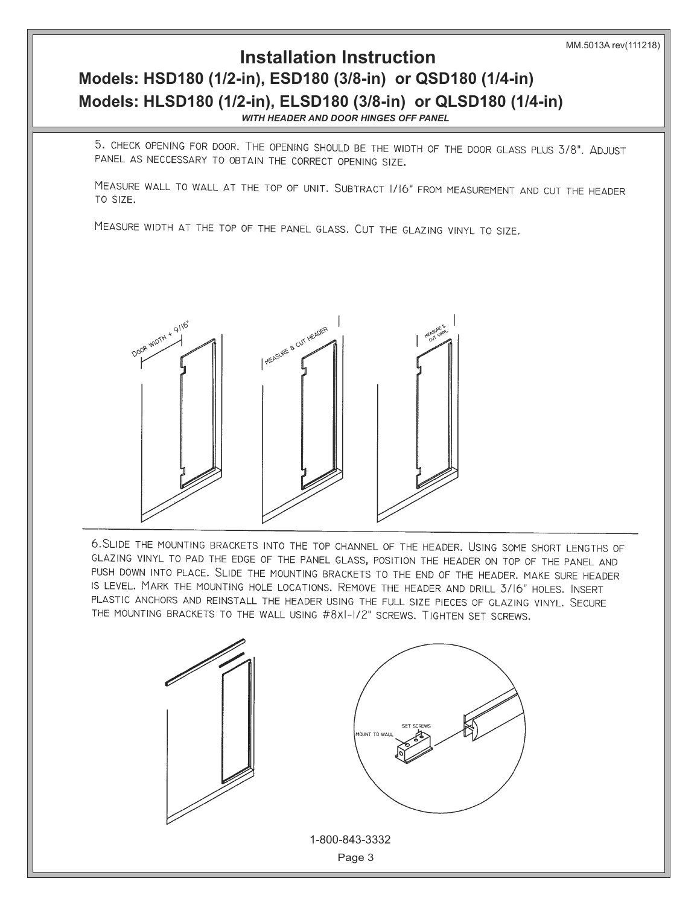# Installation Instruction

## Models: HSD180 (1/2-in), ESD180 (3/8-in) or QSD180 (1/4-in)

## Models: HLSD180 (1/2-in), ELSD180 (3/8-in) or QLSD180 (1/4-in)

***WITH HEADER AND DOOR HINGES OFF PANEL***

5. CHECK OPENING FOR DOOR. THE OPENING SHOULD BE THE WIDTH OF THE DOOR GLASS PLUS 3/8". ADJUST PANEL AS NECCESSARY TO OBTAIN THE CORRECT OPENING SIZE.

MEASURE WALL TO WALL AT THE TOP OF UNIT. SUBTRACT 1/16" FROM MEASUREMENT AND CUT THE HEADER TO SIZE.

MEASURE WIDTH AT THE TOP OF THE PANEL GLASS. CUT THE GLAZING VINYL TO SIZE.

DOOR WIDTH + 9/16"

MEASURE & CUT HEADER

MEASURE & CUT VINYL

6. SLIDE THE MOUNTING BRACKETS INTO THE TOP CHANNEL OF THE HEADER. USING SOME SHORT LENGTHS OF GLAZING VINYL TO PAD THE EDGE OF THE PANEL GLASS, POSITION THE HEADER ON TOP OF THE PANEL AND PUSH DOWN INTO PLACE. SLIDE THE MOUNTING BRACKETS TO THE END OF THE HEADER. MAKE SURE HEADER IS LEVEL. MARK THE MOUNTING HOLE LOCATIONS. REMOVE THE HEADER AND DRILL 3/16" HOLES. INSERT PLASTIC ANCHORS AND REINSTALL THE HEADER USING THE FULL SIZE PIECES OF GLAZING VINYL. SECURE THE MOUNTING BRACKETS TO THE WALL USING #8X1-1/2" SCREWS. TIGHTEN SET SCREWS.

SET SCREWS

MOUNT TO WALL

1-800-843-3332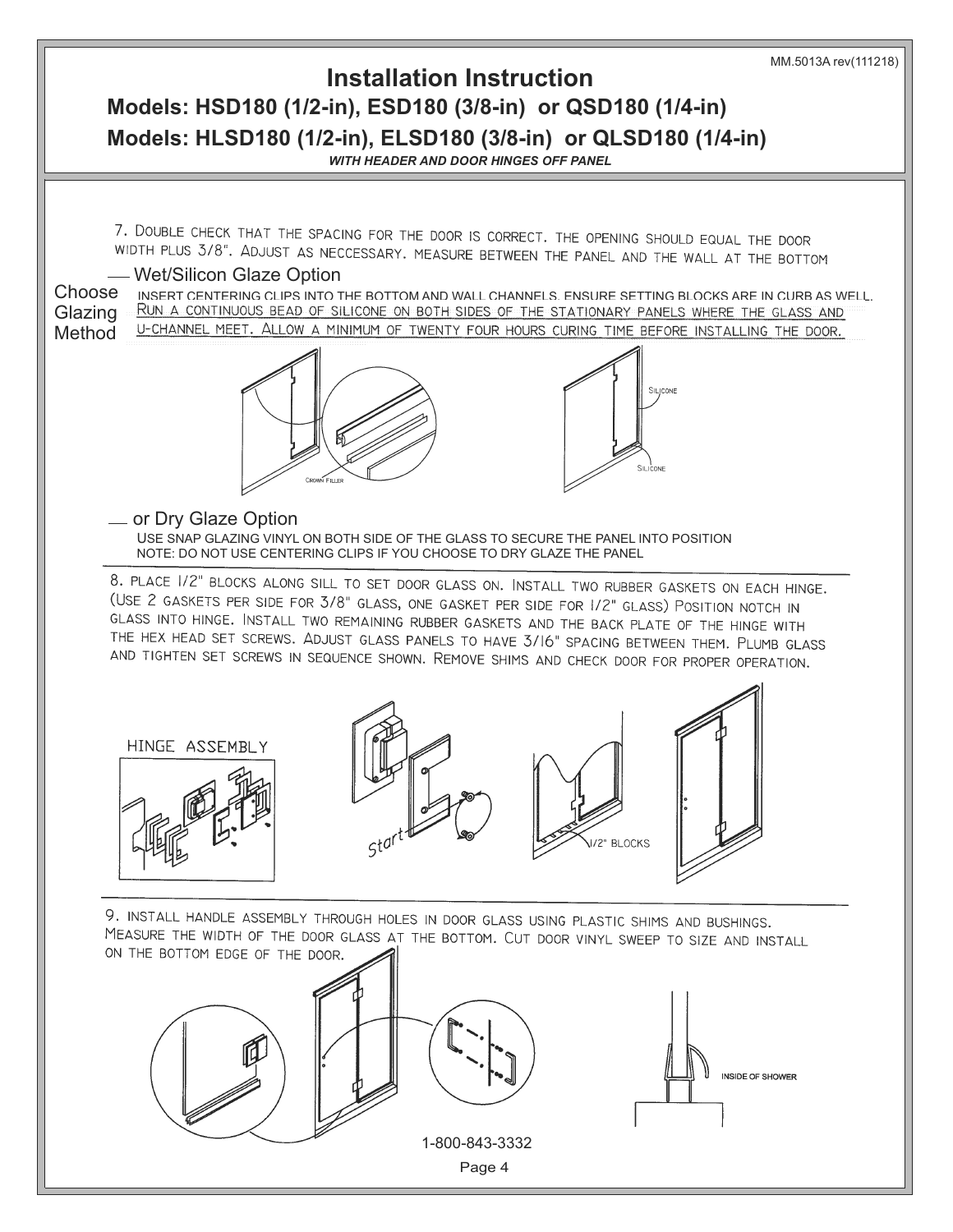MM.5013A rev(111218)

# Installation Instruction

## Models: HSD180 (1/2-in), ESD180 (3/8-in) or QSD180 (1/4-in)

## Models: HLSD180 (1/2-in), ELSD180 (3/8-in) or QLSD180 (1/4-in)

***WITH HEADER AND DOOR HINGES OFF PANEL***

7. DOUBLE CHECK THAT THE SPACING FOR THE DOOR IS CORRECT. THE OPENING SHOULD EQUAL THE DOOR WIDTH PLUS 3/8". ADJUST AS NECCESSARY. MEASURE BETWEEN THE PANEL AND THE WALL AT THE BOTTOM

**Choose Glazing Method**

— Wet/Silicon Glaze Option

INSERT CENTERING CLIPS INTO THE BOTTOM AND WALL CHANNELS. ENSURE SETTING BLOCKS ARE IN CURB AS WELL. RUN A CONTINUOUS BEAD OF SILICONE ON BOTH SIDES OF THE STATIONARY PANELS WHERE THE GLASS AND U-CHANNEL MEET. ALLOW A MINIMUM OF TWENTY FOUR HOURS CURING TIME BEFORE INSTALLING THE DOOR.

CROWN FILLER

SILICONE

SILICONE

— or Dry Glaze Option

USE SNAP GLAZING VINYL ON BOTH SIDE OF THE GLASS TO SECURE THE PANEL INTO POSITION
NOTE: DO NOT USE CENTERING CLIPS IF YOU CHOOSE TO DRY GLAZE THE PANEL

8. PLACE 1/2" BLOCKS ALONG SILL TO SET DOOR GLASS ON. INSTALL TWO RUBBER GASKETS ON EACH HINGE. (USE 2 GASKETS PER SIDE FOR 3/8" GLASS, ONE GASKET PER SIDE FOR 1/2" GLASS) POSITION NOTCH IN GLASS INTO HINGE. INSTALL TWO REMAINING RUBBER GASKETS AND THE BACK PLATE OF THE HINGE WITH THE HEX HEAD SET SCREWS. ADJUST GLASS PANELS TO HAVE 3/16" SPACING BETWEEN THEM. PLUMB GLASS AND TIGHTEN SET SCREWS IN SEQUENCE SHOWN. REMOVE SHIMS AND CHECK DOOR FOR PROPER OPERATION.

HINGE ASSEMBLY

Start

1/2" BLOCKS

9. INSTALL HANDLE ASSEMBLY THROUGH HOLES IN DOOR GLASS USING PLASTIC SHIMS AND BUSHINGS. MEASURE THE WIDTH OF THE DOOR GLASS AT THE BOTTOM. CUT DOOR VINYL SWEEP TO SIZE AND INSTALL ON THE BOTTOM EDGE OF THE DOOR.

INSIDE OF SHOWER

1-800-843-3332